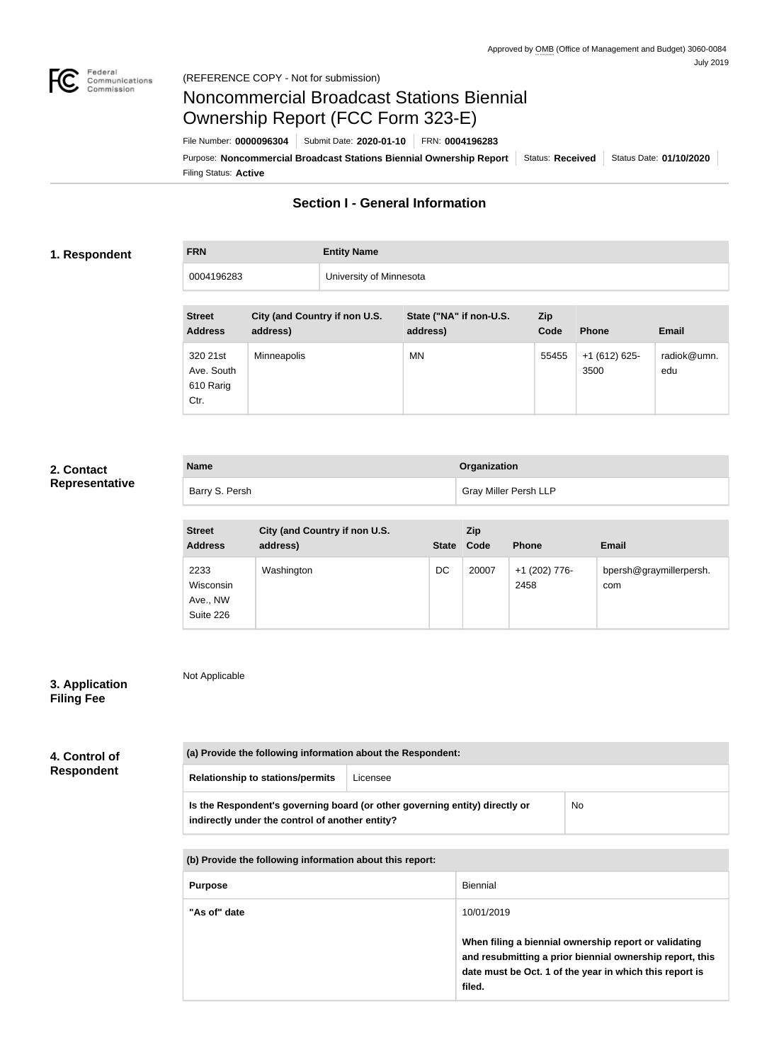Approved by OMB (Office of Management and Budget) 3060-0084
July 2019

(REFERENCE COPY - Not for submission)

# Noncommercial Broadcast Stations Biennial Ownership Report (FCC Form 323-E)

File Number: **0000096304** | Submit Date: **2020-01-10** | FRN: **0004196283**

Purpose: **Noncommercial Broadcast Stations Biennial Ownership Report** | Status: **Received** | Status Date: **01/10/2020**

Filing Status: **Active**

## Section I - General Information

### 1. Respondent

| FRN | Entity Name |
|---|---|
| 0004196283 | University of Minnesota |

| Street Address | City (and Country if non U.S. address) | State ("NA" if non-U.S. address) | Zip Code | Phone | Email |
|---|---|---|---|---|---|
| 320 21st Ave. South 610 Rarig Ctr. | Minneapolis | MN | 55455 | +1 (612) 625-3500 | radiok@umn.edu |

### 2. Contact Representative

| Name | Organization |
|---|---|
| Barry S. Persh | Gray Miller Persh LLP |

| Street Address | City (and Country if non U.S. address) | State | Zip Code | Phone | Email |
|---|---|---|---|---|---|
| 2233 Wisconsin Ave., NW Suite 226 | Washington | DC | 20007 | +1 (202) 776-2458 | bpersh@graymillerpersh.com |

### 3. Application Filing Fee

Not Applicable

### 4. Control of Respondent

| (a) Provide the following information about the Respondent: | |
|---|---|
| Relationship to stations/permits | Licensee |
| Is the Respondent's governing board (or other governing entity) directly or indirectly under the control of another entity? | No |

| (b) Provide the following information about this report: | |
|---|---|
| Purpose | Biennial |
| "As of" date | 10/01/2019<br><br>**When filing a biennial ownership report or validating and resubmitting a prior biennial ownership report, this date must be Oct. 1 of the year in which this report is filed.** |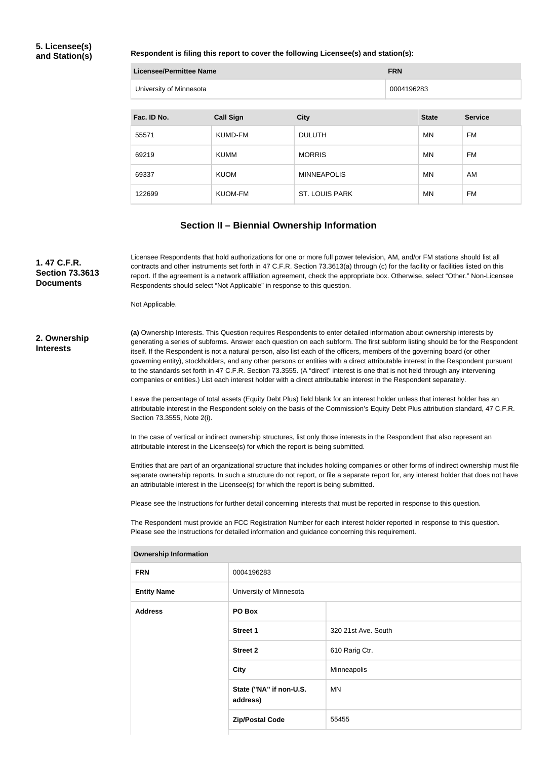### 5. Licensee(s) and Station(s)

**Respondent is filing this report to cover the following Licensee(s) and station(s):**

| Licensee/Permittee Name | FRN |
|---|---|
| University of Minnesota | 0004196283 |

| Fac. ID No. | Call Sign | City | State | Service |
|---|---|---|---|---|
| 55571 | KUMD-FM | DULUTH | MN | FM |
| 69219 | KUMM | MORRIS | MN | FM |
| 69337 | KUOM | MINNEAPOLIS | MN | AM |
| 122699 | KUOM-FM | ST. LOUIS PARK | MN | FM |

## Section II – Biennial Ownership Information

### 1. 47 C.F.R. Section 73.3613 Documents

Licensee Respondents that hold authorizations for one or more full power television, AM, and/or FM stations should list all contracts and other instruments set forth in 47 C.F.R. Section 73.3613(a) through (c) for the facility or facilities listed on this report. If the agreement is a network affiliation agreement, check the appropriate box. Otherwise, select "Other." Non-Licensee Respondents should select "Not Applicable" in response to this question.

Not Applicable.

### 2. Ownership Interests

**(a)** Ownership Interests. This Question requires Respondents to enter detailed information about ownership interests by generating a series of subforms. Answer each question on each subform. The first subform listing should be for the Respondent itself. If the Respondent is not a natural person, also list each of the officers, members of the governing board (or other governing entity), stockholders, and any other persons or entities with a direct attributable interest in the Respondent pursuant to the standards set forth in 47 C.F.R. Section 73.3555. (A "direct" interest is one that is not held through any intervening companies or entities.) List each interest holder with a direct attributable interest in the Respondent separately.

Leave the percentage of total assets (Equity Debt Plus) field blank for an interest holder unless that interest holder has an attributable interest in the Respondent solely on the basis of the Commission's Equity Debt Plus attribution standard, 47 C.F.R. Section 73.3555, Note 2(i).

In the case of vertical or indirect ownership structures, list only those interests in the Respondent that also represent an attributable interest in the Licensee(s) for which the report is being submitted.

Entities that are part of an organizational structure that includes holding companies or other forms of indirect ownership must file separate ownership reports. In such a structure do not report, or file a separate report for, any interest holder that does not have an attributable interest in the Licensee(s) for which the report is being submitted.

Please see the Instructions for further detail concerning interests that must be reported in response to this question.

The Respondent must provide an FCC Registration Number for each interest holder reported in response to this question. Please see the Instructions for detailed information and guidance concerning this requirement.

| Ownership Information | | |
|---|---|---|
| **FRN** | 0004196283 | |
| **Entity Name** | University of Minnesota | |
| **Address** | **PO Box** | |
| | **Street 1** | 320 21st Ave. South |
| | **Street 2** | 610 Rarig Ctr. |
| | **City** | Minneapolis |
| | **State ("NA" if non-U.S. address)** | MN |
| | **Zip/Postal Code** | 55455 |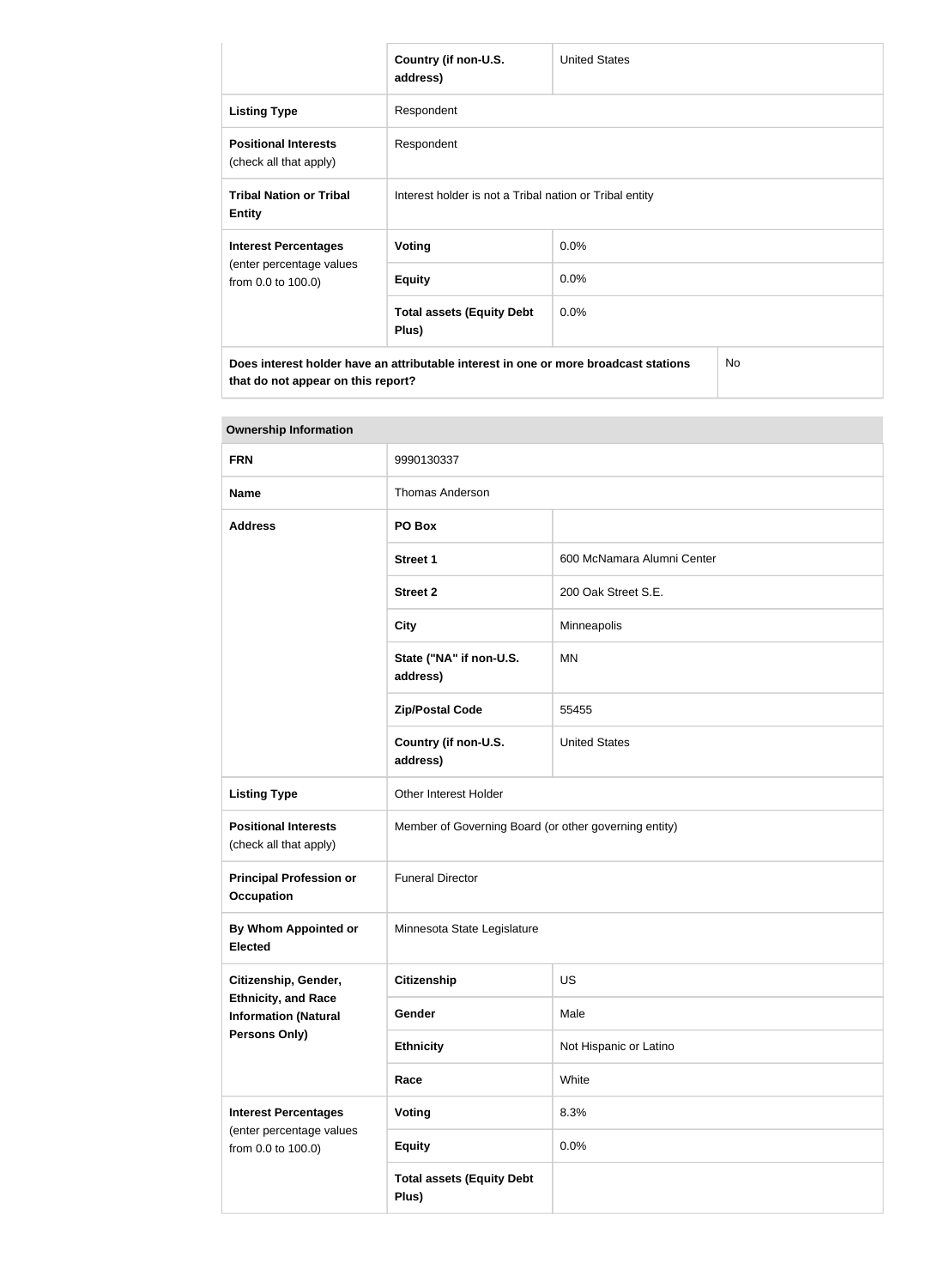| | | |
|---|---|---|
| | **Country (if non-U.S. address)** | United States |
| **Listing Type** | Respondent | |
| **Positional Interests** (check all that apply) | Respondent | |
| **Tribal Nation or Tribal Entity** | Interest holder is not a Tribal nation or Tribal entity | |
| **Interest Percentages** (enter percentage values from 0.0 to 100.0) | **Voting** | 0.0% |
| | **Equity** | 0.0% |
| | **Total assets (Equity Debt Plus)** | 0.0% |
| **Does interest holder have an attributable interest in one or more broadcast stations that do not appear on this report?** | | No |

| **Ownership Information** | | |
|---|---|---|
| **FRN** | 9990130337 | |
| **Name** | Thomas Anderson | |
| **Address** | **PO Box** | |
| | **Street 1** | 600 McNamara Alumni Center |
| | **Street 2** | 200 Oak Street S.E. |
| | **City** | Minneapolis |
| | **State ("NA" if non-U.S. address)** | MN |
| | **Zip/Postal Code** | 55455 |
| | **Country (if non-U.S. address)** | United States |
| **Listing Type** | Other Interest Holder | |
| **Positional Interests** (check all that apply) | Member of Governing Board (or other governing entity) | |
| **Principal Profession or Occupation** | Funeral Director | |
| **By Whom Appointed or Elected** | Minnesota State Legislature | |
| **Citizenship, Gender, Ethnicity, and Race Information (Natural Persons Only)** | **Citizenship** | US |
| | **Gender** | Male |
| | **Ethnicity** | Not Hispanic or Latino |
| | **Race** | White |
| **Interest Percentages** (enter percentage values from 0.0 to 100.0) | **Voting** | 8.3% |
| | **Equity** | 0.0% |
| | **Total assets (Equity Debt Plus)** | |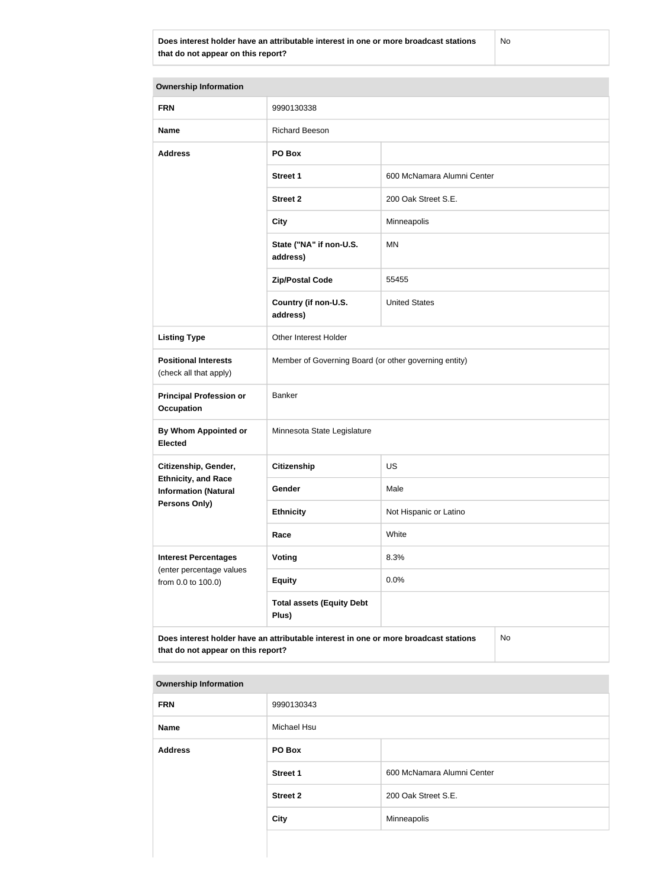| Does interest holder have an attributable interest in one or more broadcast stations that do not appear on this report? | No |
| --- | --- |

| Ownership Information | | |
| --- | --- | --- |
| **FRN** | 9990130338 | |
| **Name** | Richard Beeson | |
| **Address** | **PO Box** | |
| | **Street 1** | 600 McNamara Alumni Center |
| | **Street 2** | 200 Oak Street S.E. |
| | **City** | Minneapolis |
| | **State ("NA" if non-U.S. address)** | MN |
| | **Zip/Postal Code** | 55455 |
| | **Country (if non-U.S. address)** | United States |
| **Listing Type** | Other Interest Holder | |
| **Positional Interests** (check all that apply) | Member of Governing Board (or other governing entity) | |
| **Principal Profession or Occupation** | Banker | |
| **By Whom Appointed or Elected** | Minnesota State Legislature | |
| **Citizenship, Gender, Ethnicity, and Race Information (Natural Persons Only)** | **Citizenship** | US |
| | **Gender** | Male |
| | **Ethnicity** | Not Hispanic or Latino |
| | **Race** | White |
| **Interest Percentages** (enter percentage values from 0.0 to 100.0) | **Voting** | 8.3% |
| | **Equity** | 0.0% |
| | **Total assets (Equity Debt Plus)** | |
| **Does interest holder have an attributable interest in one or more broadcast stations that do not appear on this report?** | | No |

| Ownership Information | | |
| --- | --- | --- |
| **FRN** | 9990130343 | |
| **Name** | Michael Hsu | |
| **Address** | **PO Box** | |
| | **Street 1** | 600 McNamara Alumni Center |
| | **Street 2** | 200 Oak Street S.E. |
| | **City** | Minneapolis |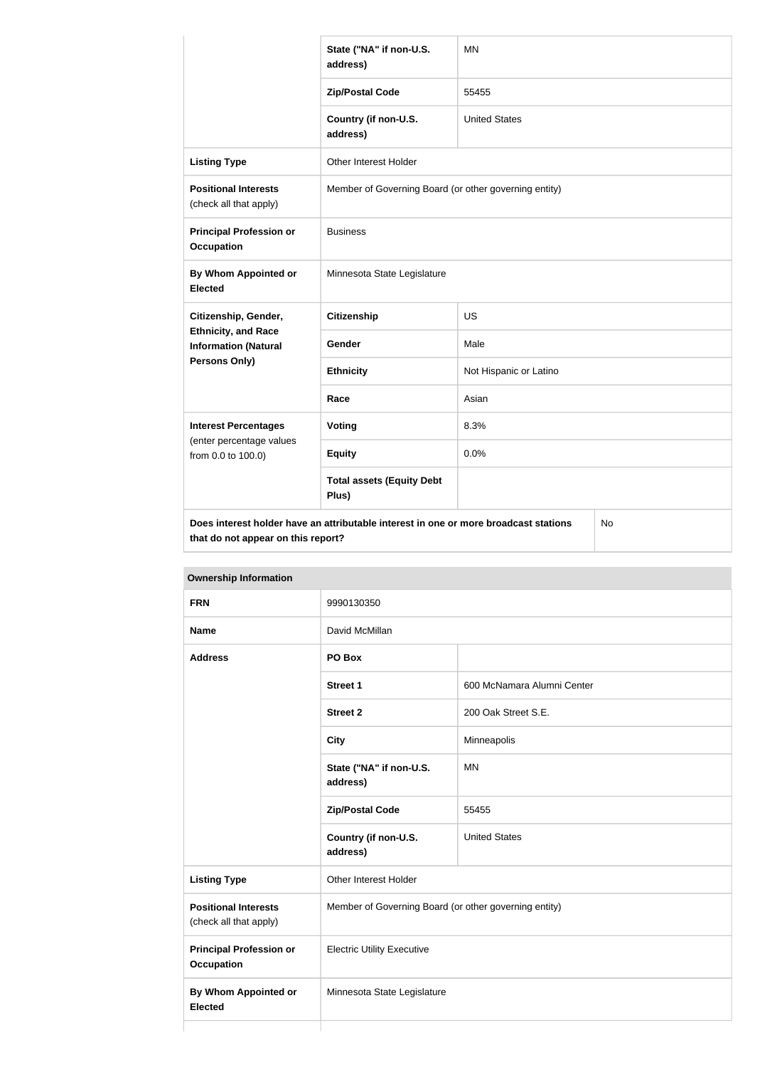| | | |
|---|---|---|
| | State ("NA" if non-U.S. address) | MN |
| | Zip/Postal Code | 55455 |
| | Country (if non-U.S. address) | United States |
| **Listing Type** | Other Interest Holder | |
| **Positional Interests** (check all that apply) | Member of Governing Board (or other governing entity) | |
| **Principal Profession or Occupation** | Business | |
| **By Whom Appointed or Elected** | Minnesota State Legislature | |
| **Citizenship, Gender, Ethnicity, and Race Information (Natural Persons Only)** | **Citizenship** | US |
| | **Gender** | Male |
| | **Ethnicity** | Not Hispanic or Latino |
| | **Race** | Asian |
| **Interest Percentages** (enter percentage values from 0.0 to 100.0) | **Voting** | 8.3% |
| | **Equity** | 0.0% |
| | **Total assets (Equity Debt Plus)** | |
| **Does interest holder have an attributable interest in one or more broadcast stations that do not appear on this report?** | | No |

| **Ownership Information** | | |
|---|---|---|
| **FRN** | 9990130350 | |
| **Name** | David McMillan | |
| **Address** | **PO Box** | |
| | **Street 1** | 600 McNamara Alumni Center |
| | **Street 2** | 200 Oak Street S.E. |
| | **City** | Minneapolis |
| | **State ("NA" if non-U.S. address)** | MN |
| | **Zip/Postal Code** | 55455 |
| | **Country (if non-U.S. address)** | United States |
| **Listing Type** | Other Interest Holder | |
| **Positional Interests** (check all that apply) | Member of Governing Board (or other governing entity) | |
| **Principal Profession or Occupation** | Electric Utility Executive | |
| **By Whom Appointed or Elected** | Minnesota State Legislature | |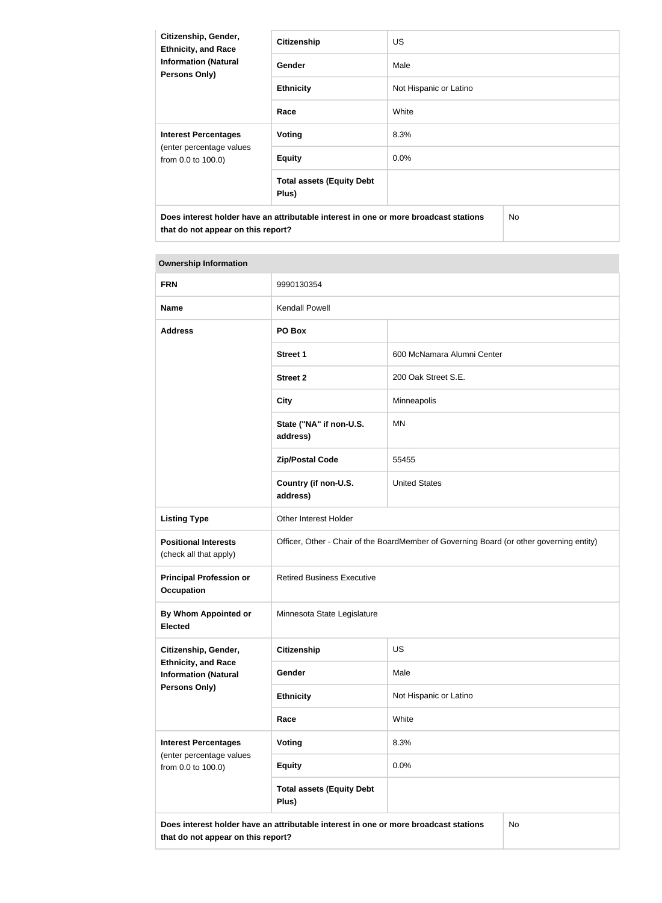| Citizenship, Gender, Ethnicity, and Race Information (Natural Persons Only) | Citizenship | US |
|---|---|---|
| | Gender | Male |
| | Ethnicity | Not Hispanic or Latino |
| | Race | White |
| Interest Percentages (enter percentage values from 0.0 to 100.0) | Voting | 8.3% |
| | Equity | 0.0% |
| | Total assets (Equity Debt Plus) | |
| Does interest holder have an attributable interest in one or more broadcast stations that do not appear on this report? | | No |

| Ownership Information | | |
|---|---|---|
| FRN | 9990130354 | |
| Name | Kendall Powell | |
| Address | PO Box | |
| | Street 1 | 600 McNamara Alumni Center |
| | Street 2 | 200 Oak Street S.E. |
| | City | Minneapolis |
| | State ("NA" if non-U.S. address) | MN |
| | Zip/Postal Code | 55455 |
| | Country (if non-U.S. address) | United States |
| Listing Type | Other Interest Holder | |
| Positional Interests (check all that apply) | Officer, Other - Chair of the BoardMember of Governing Board (or other governing entity) | |
| Principal Profession or Occupation | Retired Business Executive | |
| By Whom Appointed or Elected | Minnesota State Legislature | |
| Citizenship, Gender, Ethnicity, and Race Information (Natural Persons Only) | Citizenship | US |
| | Gender | Male |
| | Ethnicity | Not Hispanic or Latino |
| | Race | White |
| Interest Percentages (enter percentage values from 0.0 to 100.0) | Voting | 8.3% |
| | Equity | 0.0% |
| | Total assets (Equity Debt Plus) | |
| Does interest holder have an attributable interest in one or more broadcast stations that do not appear on this report? | | No |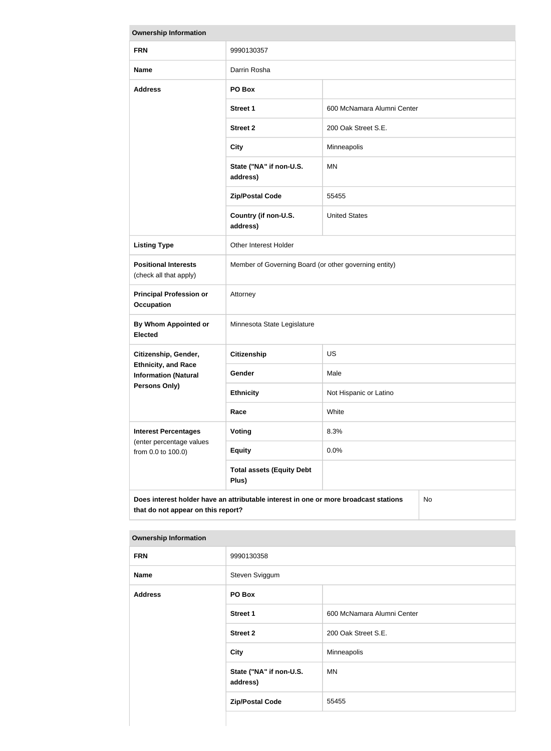| Ownership Information | | |
|---|---|---|
| **FRN** | 9990130357 | |
| **Name** | Darrin Rosha | |
| **Address** | **PO Box** | |
| | **Street 1** | 600 McNamara Alumni Center |
| | **Street 2** | 200 Oak Street S.E. |
| | **City** | Minneapolis |
| | **State ("NA" if non-U.S. address)** | MN |
| | **Zip/Postal Code** | 55455 |
| | **Country (if non-U.S. address)** | United States |
| **Listing Type** | Other Interest Holder | |
| **Positional Interests** (check all that apply) | Member of Governing Board (or other governing entity) | |
| **Principal Profession or Occupation** | Attorney | |
| **By Whom Appointed or Elected** | Minnesota State Legislature | |
| **Citizenship, Gender, Ethnicity, and Race Information (Natural Persons Only)** | **Citizenship** | US |
| | **Gender** | Male |
| | **Ethnicity** | Not Hispanic or Latino |
| | **Race** | White |
| **Interest Percentages** (enter percentage values from 0.0 to 100.0) | **Voting** | 8.3% |
| | **Equity** | 0.0% |
| | **Total assets (Equity Debt Plus)** | |
| **Does interest holder have an attributable interest in one or more broadcast stations that do not appear on this report?** | | No |

| Ownership Information | | |
|---|---|---|
| **FRN** | 9990130358 | |
| **Name** | Steven Sviggum | |
| **Address** | **PO Box** | |
| | **Street 1** | 600 McNamara Alumni Center |
| | **Street 2** | 200 Oak Street S.E. |
| | **City** | Minneapolis |
| | **State ("NA" if non-U.S. address)** | MN |
| | **Zip/Postal Code** | 55455 |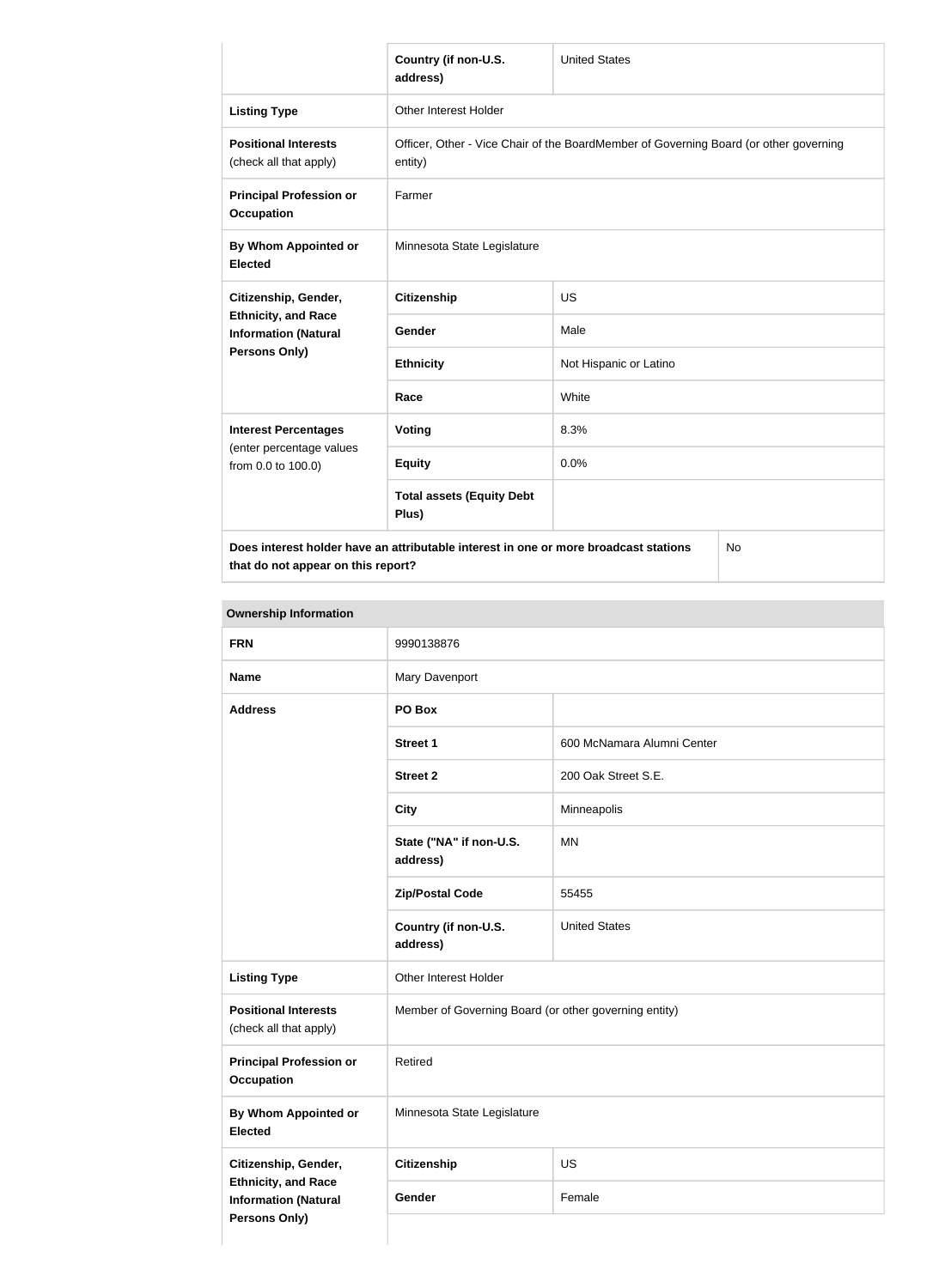| | Country (if non-U.S. address) | United States |
|---|---|---|
| **Listing Type** | Other Interest Holder | |
| **Positional Interests** (check all that apply) | Officer, Other - Vice Chair of the BoardMember of Governing Board (or other governing entity) | |
| **Principal Profession or Occupation** | Farmer | |
| **By Whom Appointed or Elected** | Minnesota State Legislature | |
| **Citizenship, Gender, Ethnicity, and Race Information (Natural Persons Only)** | **Citizenship** | US |
| | **Gender** | Male |
| | **Ethnicity** | Not Hispanic or Latino |
| | **Race** | White |
| **Interest Percentages** (enter percentage values from 0.0 to 100.0) | **Voting** | 8.3% |
| | **Equity** | 0.0% |
| | **Total assets (Equity Debt Plus)** | |
| **Does interest holder have an attributable interest in one or more broadcast stations that do not appear on this report?** | | No |

| **Ownership Information** | | |
|---|---|---|
| **FRN** | 9990138876 | |
| **Name** | Mary Davenport | |
| **Address** | **PO Box** | |
| | **Street 1** | 600 McNamara Alumni Center |
| | **Street 2** | 200 Oak Street S.E. |
| | **City** | Minneapolis |
| | **State ("NA" if non-U.S. address)** | MN |
| | **Zip/Postal Code** | 55455 |
| | **Country (if non-U.S. address)** | United States |
| **Listing Type** | Other Interest Holder | |
| **Positional Interests** (check all that apply) | Member of Governing Board (or other governing entity) | |
| **Principal Profession or Occupation** | Retired | |
| **By Whom Appointed or Elected** | Minnesota State Legislature | |
| **Citizenship, Gender, Ethnicity, and Race Information (Natural Persons Only)** | **Citizenship** | US |
| | **Gender** | Female |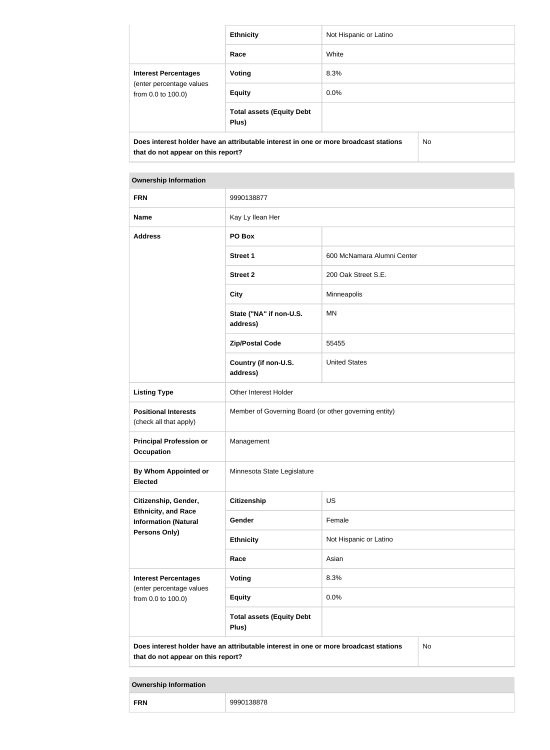| | | |
|---|---|---|
| | **Ethnicity** | Not Hispanic or Latino |
| | **Race** | White |
| **Interest Percentages** (enter percentage values from 0.0 to 100.0) | **Voting** | 8.3% |
| | **Equity** | 0.0% |
| | **Total assets (Equity Debt Plus)** | |
| **Does interest holder have an attributable interest in one or more broadcast stations that do not appear on this report?** | | No |

| **Ownership Information** | | |
|---|---|---|
| **FRN** | 9990138877 | |
| **Name** | Kay Ly Ilean Her | |
| **Address** | **PO Box** | |
| | **Street 1** | 600 McNamara Alumni Center |
| | **Street 2** | 200 Oak Street S.E. |
| | **City** | Minneapolis |
| | **State ("NA" if non-U.S. address)** | MN |
| | **Zip/Postal Code** | 55455 |
| | **Country (if non-U.S. address)** | United States |
| **Listing Type** | Other Interest Holder | |
| **Positional Interests** (check all that apply) | Member of Governing Board (or other governing entity) | |
| **Principal Profession or Occupation** | Management | |
| **By Whom Appointed or Elected** | Minnesota State Legislature | |
| **Citizenship, Gender, Ethnicity, and Race Information (Natural Persons Only)** | **Citizenship** | US |
| | **Gender** | Female |
| | **Ethnicity** | Not Hispanic or Latino |
| | **Race** | Asian |
| **Interest Percentages** (enter percentage values from 0.0 to 100.0) | **Voting** | 8.3% |
| | **Equity** | 0.0% |
| | **Total assets (Equity Debt Plus)** | |
| **Does interest holder have an attributable interest in one or more broadcast stations that do not appear on this report?** | | No |

| **Ownership Information** | |
|---|---|
| **FRN** | 9990138878 |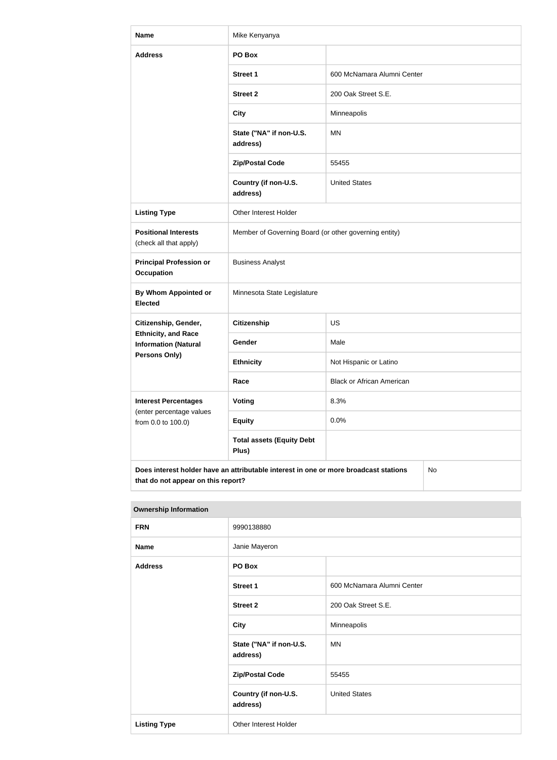| Name | Mike Kenyanya | |
|---|---|---|
| Address | PO Box | |
| | Street 1 | 600 McNamara Alumni Center |
| | Street 2 | 200 Oak Street S.E. |
| | City | Minneapolis |
| | State ("NA" if non-U.S. address) | MN |
| | Zip/Postal Code | 55455 |
| | Country (if non-U.S. address) | United States |
| Listing Type | Other Interest Holder | |
| Positional Interests (check all that apply) | Member of Governing Board (or other governing entity) | |
| Principal Profession or Occupation | Business Analyst | |
| By Whom Appointed or Elected | Minnesota State Legislature | |
| Citizenship, Gender, Ethnicity, and Race Information (Natural Persons Only) | Citizenship | US |
| | Gender | Male |
| | Ethnicity | Not Hispanic or Latino |
| | Race | Black or African American |
| Interest Percentages (enter percentage values from 0.0 to 100.0) | Voting | 8.3% |
| | Equity | 0.0% |
| | Total assets (Equity Debt Plus) | |
| Does interest holder have an attributable interest in one or more broadcast stations that do not appear on this report? | | No |

| Ownership Information | | |
|---|---|---|
| FRN | 9990138880 | |
| Name | Janie Mayeron | |
| Address | PO Box | |
| | Street 1 | 600 McNamara Alumni Center |
| | Street 2 | 200 Oak Street S.E. |
| | City | Minneapolis |
| | State ("NA" if non-U.S. address) | MN |
| | Zip/Postal Code | 55455 |
| | Country (if non-U.S. address) | United States |
| Listing Type | Other Interest Holder | |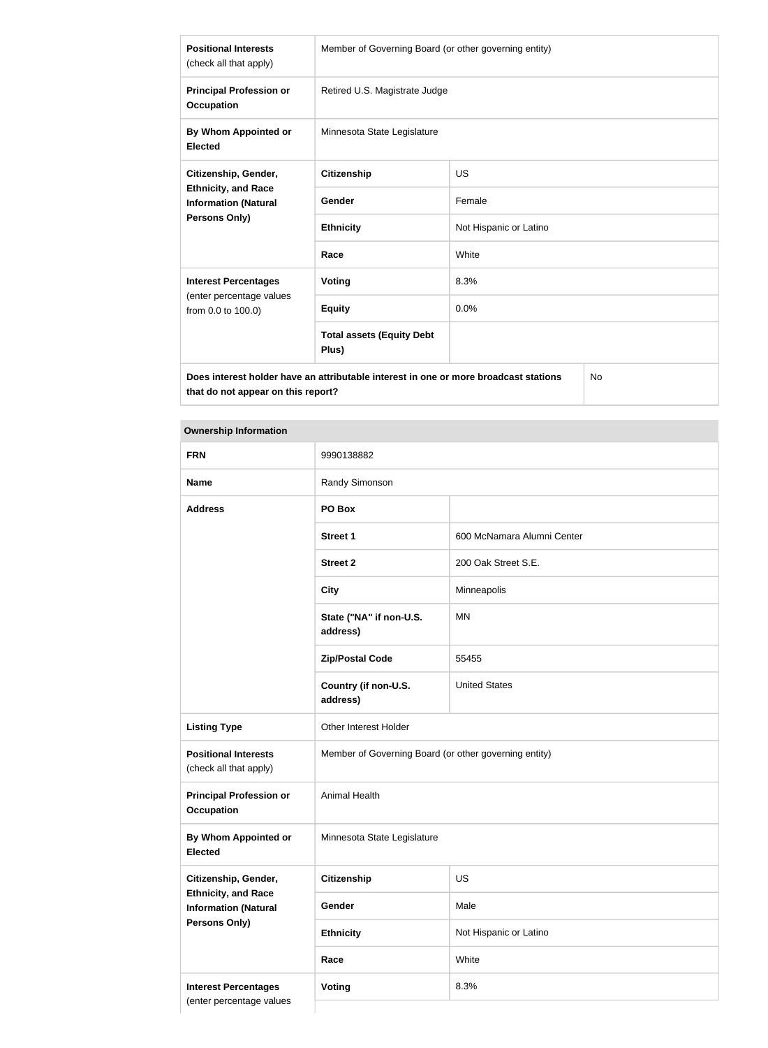| | | |
|---|---|---|
| **Positional Interests** (check all that apply) | Member of Governing Board (or other governing entity) | |
| **Principal Profession or Occupation** | Retired U.S. Magistrate Judge | |
| **By Whom Appointed or Elected** | Minnesota State Legislature | |
| **Citizenship, Gender, Ethnicity, and Race Information (Natural Persons Only)** | **Citizenship** | US |
| | **Gender** | Female |
| | **Ethnicity** | Not Hispanic or Latino |
| | **Race** | White |
| **Interest Percentages** (enter percentage values from 0.0 to 100.0) | **Voting** | 8.3% |
| | **Equity** | 0.0% |
| | **Total assets (Equity Debt Plus)** | |
| **Does interest holder have an attributable interest in one or more broadcast stations that do not appear on this report?** | | No |

| **Ownership Information** | | |
|---|---|---|
| **FRN** | 9990138882 | |
| **Name** | Randy Simonson | |
| **Address** | **PO Box** | |
| | **Street 1** | 600 McNamara Alumni Center |
| | **Street 2** | 200 Oak Street S.E. |
| | **City** | Minneapolis |
| | **State ("NA" if non-U.S. address)** | MN |
| | **Zip/Postal Code** | 55455 |
| | **Country (if non-U.S. address)** | United States |
| **Listing Type** | Other Interest Holder | |
| **Positional Interests** (check all that apply) | Member of Governing Board (or other governing entity) | |
| **Principal Profession or Occupation** | Animal Health | |
| **By Whom Appointed or Elected** | Minnesota State Legislature | |
| **Citizenship, Gender, Ethnicity, and Race Information (Natural Persons Only)** | **Citizenship** | US |
| | **Gender** | Male |
| | **Ethnicity** | Not Hispanic or Latino |
| | **Race** | White |
| **Interest Percentages** (enter percentage values | **Voting** | 8.3% |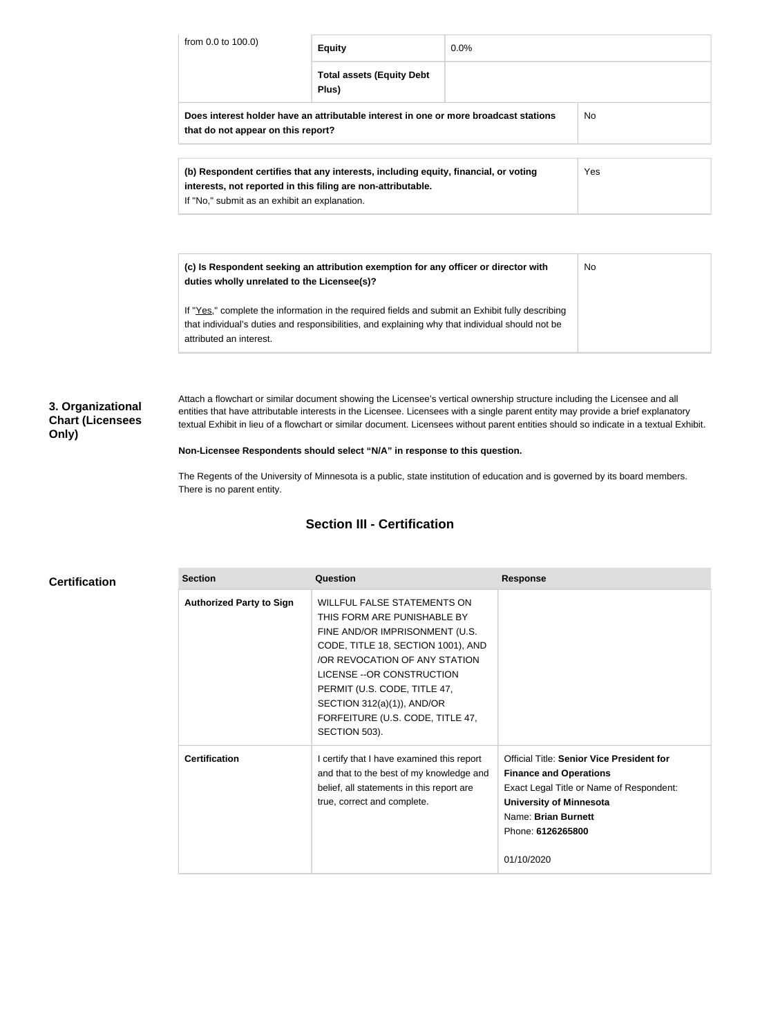| | | |
|---|---|---|
| from 0.0 to 100.0) | **Equity** | 0.0% |
| | **Total assets (Equity Debt Plus)** | |

| | |
|---|---|
| **Does interest holder have an attributable interest in one or more broadcast stations that do not appear on this report?** | No |

| | |
|---|---|
| **(b) Respondent certifies that any interests, including equity, financial, or voting interests, not reported in this filing are non-attributable.** If "No," submit as an exhibit an explanation. | Yes |

| | |
|---|---|
| **(c) Is Respondent seeking an attribution exemption for any officer or director with duties wholly unrelated to the Licensee(s)?** If "Yes," complete the information in the required fields and submit an Exhibit fully describing that individual's duties and responsibilities, and explaining why that individual should not be attributed an interest. | No |

**3. Organizational Chart (Licensees Only)**

Attach a flowchart or similar document showing the Licensee's vertical ownership structure including the Licensee and all entities that have attributable interests in the Licensee. Licensees with a single parent entity may provide a brief explanatory textual Exhibit in lieu of a flowchart or similar document. Licensees without parent entities should so indicate in a textual Exhibit.

**Non-Licensee Respondents should select "N/A" in response to this question.**

The Regents of the University of Minnesota is a public, state institution of education and is governed by its board members. There is no parent entity.

## Section III - Certification

**Certification**

| Section | Question | Response |
|---|---|---|
| **Authorized Party to Sign** | WILLFUL FALSE STATEMENTS ON THIS FORM ARE PUNISHABLE BY FINE AND/OR IMPRISONMENT (U.S. CODE, TITLE 18, SECTION 1001), AND /OR REVOCATION OF ANY STATION LICENSE --OR CONSTRUCTION PERMIT (U.S. CODE, TITLE 47, SECTION 312(a)(1)), AND/OR FORFEITURE (U.S. CODE, TITLE 47, SECTION 503). | |
| **Certification** | I certify that I have examined this report and that to the best of my knowledge and belief, all statements in this report are true, correct and complete. | Official Title: **Senior Vice President for Finance and Operations** Exact Legal Title or Name of Respondent: **University of Minnesota** Name: **Brian Burnett** Phone: **6126265800** 01/10/2020 |